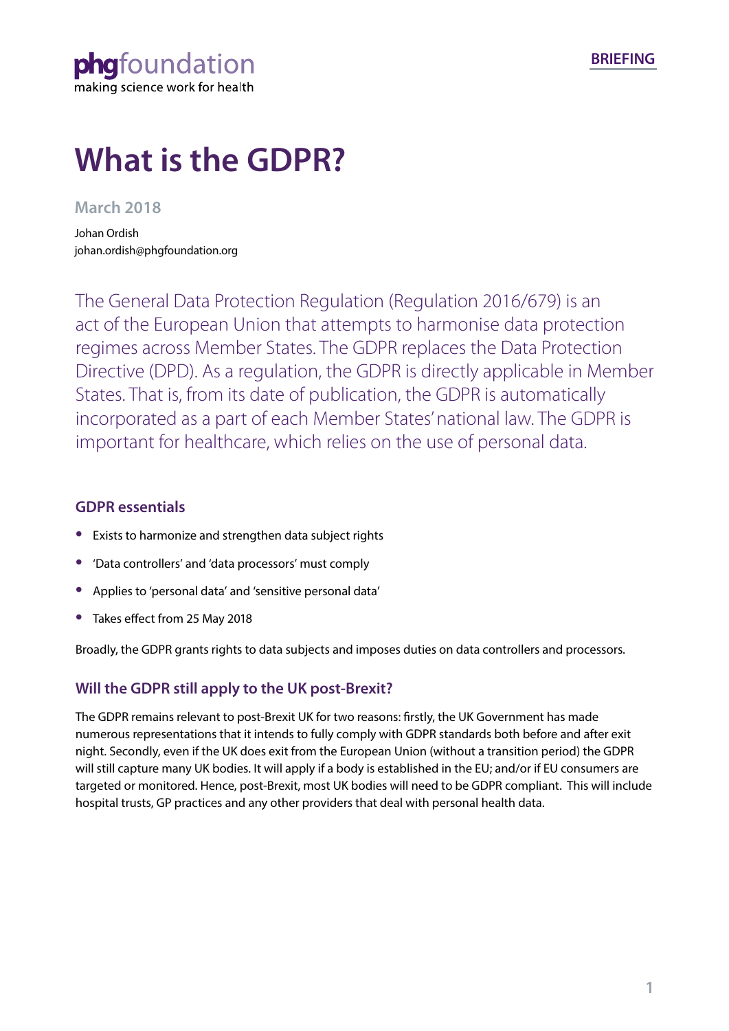phgfoundation
making science work for health

BRIEFING

# What is the GDPR?

March 2018

Johan Ordish
johan.ordish@phgfoundation.org

The General Data Protection Regulation (Regulation 2016/679) is an act of the European Union that attempts to harmonise data protection regimes across Member States. The GDPR replaces the Data Protection Directive (DPD). As a regulation, the GDPR is directly applicable in Member States. That is, from its date of publication, the GDPR is automatically incorporated as a part of each Member States' national law. The GDPR is important for healthcare, which relies on the use of personal data.

## GDPR essentials

- Exists to harmonize and strengthen data subject rights
- 'Data controllers' and 'data processors' must comply
- Applies to 'personal data' and 'sensitive personal data'
- Takes effect from 25 May 2018

Broadly, the GDPR grants rights to data subjects and imposes duties on data controllers and processors.

## Will the GDPR still apply to the UK post-Brexit?

The GDPR remains relevant to post-Brexit UK for two reasons: firstly, the UK Government has made numerous representations that it intends to fully comply with GDPR standards both before and after exit night. Secondly, even if the UK does exit from the European Union (without a transition period) the GDPR will still capture many UK bodies. It will apply if a body is established in the EU; and/or if EU consumers are targeted or monitored. Hence, post-Brexit, most UK bodies will need to be GDPR compliant. This will include hospital trusts, GP practices and any other providers that deal with personal health data.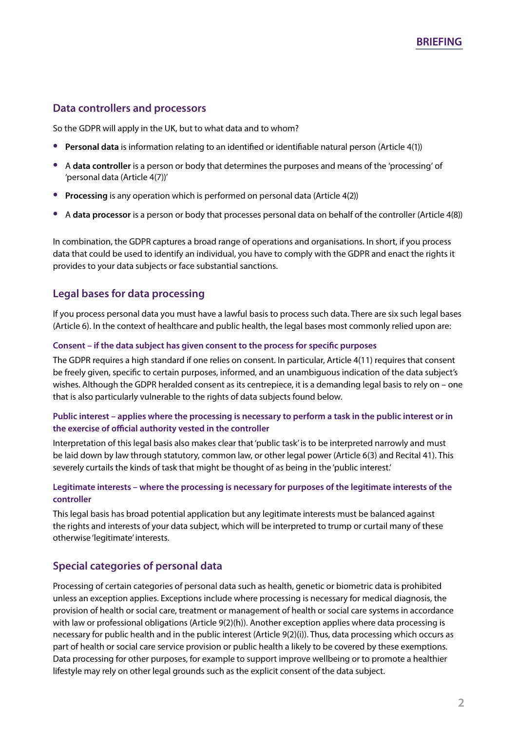## Data controllers and processors

So the GDPR will apply in the UK, but to what data and to whom?

- **Personal data** is information relating to an identified or identifiable natural person (Article 4(1))
- A **data controller** is a person or body that determines the purposes and means of the 'processing' of 'personal data (Article 4(7))'
- **Processing** is any operation which is performed on personal data (Article 4(2))
- A **data processor** is a person or body that processes personal data on behalf of the controller (Article 4(8))

In combination, the GDPR captures a broad range of operations and organisations. In short, if you process data that could be used to identify an individual, you have to comply with the GDPR and enact the rights it provides to your data subjects or face substantial sanctions.

## Legal bases for data processing

If you process personal data you must have a lawful basis to process such data. There are six such legal bases (Article 6). In the context of healthcare and public health, the legal bases most commonly relied upon are:

### Consent – if the data subject has given consent to the process for specific purposes

The GDPR requires a high standard if one relies on consent. In particular, Article 4(11) requires that consent be freely given, specific to certain purposes, informed, and an unambiguous indication of the data subject's wishes. Although the GDPR heralded consent as its centrepiece, it is a demanding legal basis to rely on – one that is also particularly vulnerable to the rights of data subjects found below.

### Public interest – applies where the processing is necessary to perform a task in the public interest or in the exercise of official authority vested in the controller

Interpretation of this legal basis also makes clear that 'public task' is to be interpreted narrowly and must be laid down by law through statutory, common law, or other legal power (Article 6(3) and Recital 41). This severely curtails the kinds of task that might be thought of as being in the 'public interest.'

### Legitimate interests – where the processing is necessary for purposes of the legitimate interests of the controller

This legal basis has broad potential application but any legitimate interests must be balanced against the rights and interests of your data subject, which will be interpreted to trump or curtail many of these otherwise 'legitimate' interests.

## Special categories of personal data

Processing of certain categories of personal data such as health, genetic or biometric data is prohibited unless an exception applies. Exceptions include where processing is necessary for medical diagnosis, the provision of health or social care, treatment or management of health or social care systems in accordance with law or professional obligations (Article 9(2)(h)). Another exception applies where data processing is necessary for public health and in the public interest (Article 9(2)(i)). Thus, data processing which occurs as part of health or social care service provision or public health a likely to be covered by these exemptions. Data processing for other purposes, for example to support improve wellbeing or to promote a healthier lifestyle may rely on other legal grounds such as the explicit consent of the data subject.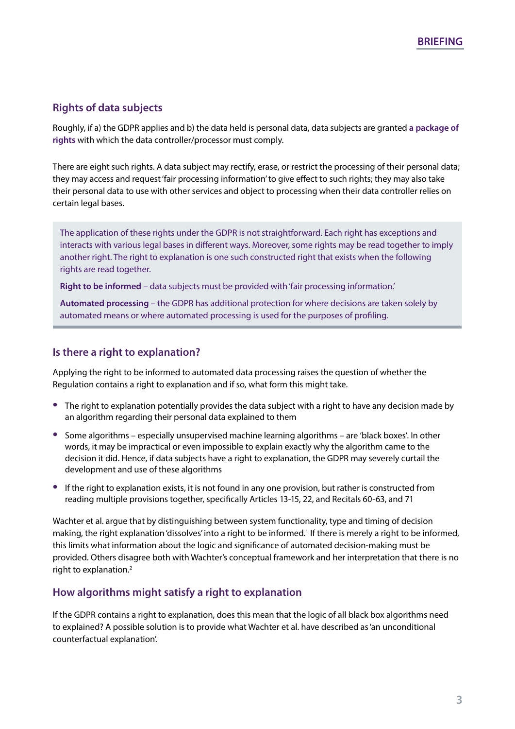## Rights of data subjects

Roughly, if a) the GDPR applies and b) the data held is personal data, data subjects are granted **a package of rights** with which the data controller/processor must comply.

There are eight such rights. A data subject may rectify, erase, or restrict the processing of their personal data; they may access and request 'fair processing information' to give effect to such rights; they may also take their personal data to use with other services and object to processing when their data controller relies on certain legal bases.

> The application of these rights under the GDPR is not straightforward. Each right has exceptions and interacts with various legal bases in different ways. Moreover, some rights may be read together to imply another right. The right to explanation is one such constructed right that exists when the following rights are read together.
>
> **Right to be informed** – data subjects must be provided with 'fair processing information.'
>
> **Automated processing** – the GDPR has additional protection for where decisions are taken solely by automated means or where automated processing is used for the purposes of profiling.

## Is there a right to explanation?

Applying the right to be informed to automated data processing raises the question of whether the Regulation contains a right to explanation and if so, what form this might take.

- The right to explanation potentially provides the data subject with a right to have any decision made by an algorithm regarding their personal data explained to them
- Some algorithms – especially unsupervised machine learning algorithms – are 'black boxes'. In other words, it may be impractical or even impossible to explain exactly why the algorithm came to the decision it did. Hence, if data subjects have a right to explanation, the GDPR may severely curtail the development and use of these algorithms
- If the right to explanation exists, it is not found in any one provision, but rather is constructed from reading multiple provisions together, specifically Articles 13-15, 22, and Recitals 60-63, and 71

Wachter et al. argue that by distinguishing between system functionality, type and timing of decision making, the right explanation 'dissolves' into a right to be informed.[1] If there is merely a right to be informed, this limits what information about the logic and significance of automated decision-making must be provided. Others disagree both with Wachter's conceptual framework and her interpretation that there is no right to explanation.[2]

## How algorithms might satisfy a right to explanation

If the GDPR contains a right to explanation, does this mean that the logic of all black box algorithms need to explained? A possible solution is to provide what Wachter et al. have described as 'an unconditional counterfactual explanation'.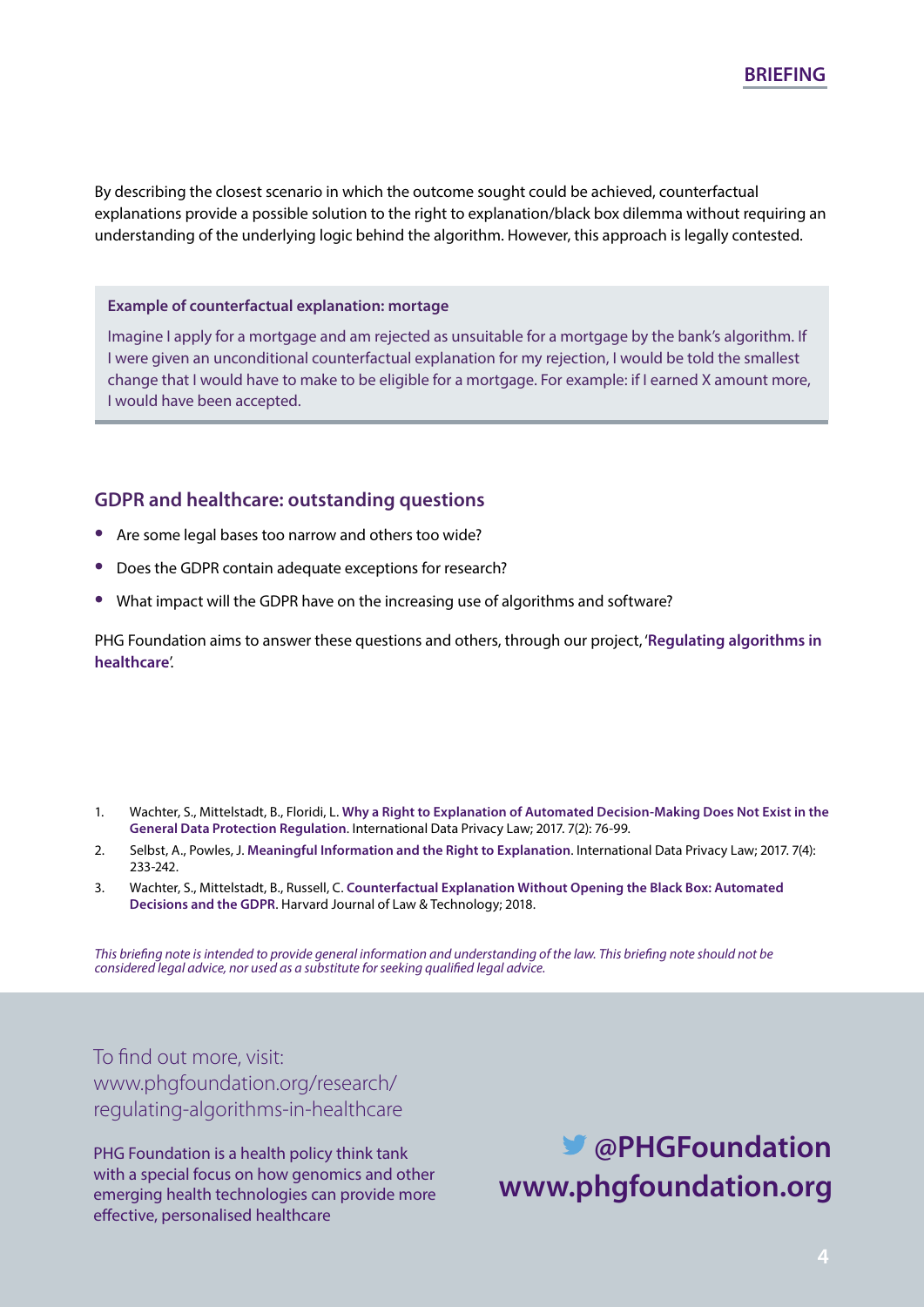By describing the closest scenario in which the outcome sought could be achieved, counterfactual explanations provide a possible solution to the right to explanation/black box dilemma without requiring an understanding of the underlying logic behind the algorithm. However, this approach is legally contested.

> **Example of counterfactual explanation: mortage**
>
> Imagine I apply for a mortgage and am rejected as unsuitable for a mortgage by the bank's algorithm. If I were given an unconditional counterfactual explanation for my rejection, I would be told the smallest change that I would have to make to be eligible for a mortgage. For example: if I earned X amount more, I would have been accepted.

## GDPR and healthcare: outstanding questions

- Are some legal bases too narrow and others too wide?
- Does the GDPR contain adequate exceptions for research?
- What impact will the GDPR have on the increasing use of algorithms and software?

PHG Foundation aims to answer these questions and others, through our project, '**Regulating algorithms in healthcare**'.

1. Wachter, S., Mittelstadt, B., Floridi, L. **Why a Right to Explanation of Automated Decision-Making Does Not Exist in the General Data Protection Regulation**. International Data Privacy Law; 2017. 7(2): 76-99.
2. Selbst, A., Powles, J. **Meaningful Information and the Right to Explanation**. International Data Privacy Law; 2017. 7(4): 233-242.
3. Wachter, S., Mittelstadt, B., Russell, C. **Counterfactual Explanation Without Opening the Black Box: Automated Decisions and the GDPR**. Harvard Journal of Law & Technology; 2018.

*This briefing note is intended to provide general information and understanding of the law. This briefing note should not be considered legal advice, nor used as a substitute for seeking qualified legal advice.*

To find out more, visit:
www.phgfoundation.org/research/regulating-algorithms-in-healthcare

PHG Foundation is a health policy think tank with a special focus on how genomics and other emerging health technologies can provide more effective, personalised healthcare

**@PHGFoundation**
**www.phgfoundation.org**